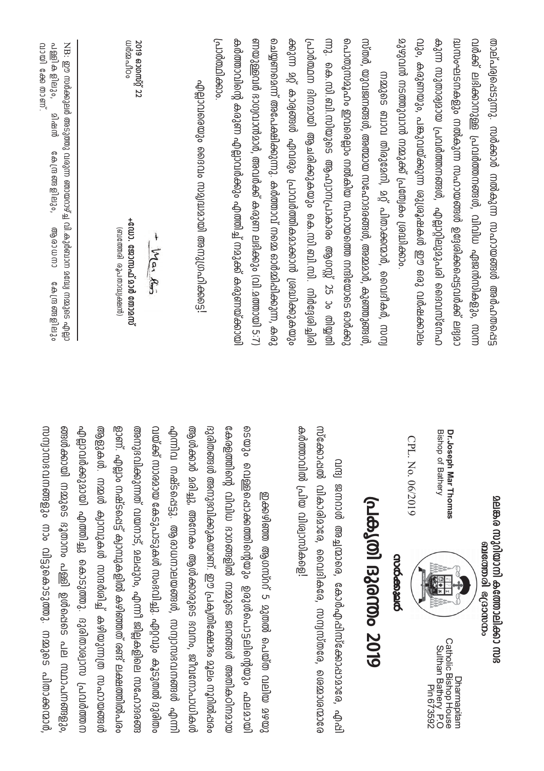**മലങ്കര സുറിയാനി കത്തോലിക്കാ സഭ**
**ബത്തേരി ഭദ്രാസനം**

# പ്രകൃതി ദുരന്തം 2019

**സർക്കുലർ**

CPL. No. 06/2019

**Dr.Joseph Mar Thomas**
Bishop of Bathery

Dharmapitam
Catholic Bishop House
Sulthan Bathery P.O
Pin 673592

വന്ദ്യ ഇടവക അച്ചന്മാരെ, കോർഎപ്പിസ്കോപ്പാമാരെ, എപ്പിസ്കോപ്പൽ വികാരിമാരെ, വൈദികരെ, സന്യസ്തരെ, ദൈവജനമേ കർത്താവിൽ പ്രിയ വിശ്വാസികളെ!

ഇക്കഴിഞ്ഞ ആഗസ്റ്റ് 5 മുതൽ പെയ്ത വലിയ മഴയുടെയും വെള്ളപ്പൊക്കത്തിന്റെയും ഉരുൾപൊട്ടലിന്റെയും ഫലമായി കേരളത്തിന്റെ വിവിധ ഭാഗങ്ങളിൽ നമ്മുടെ ജനങ്ങൾ അതികഠിനമായ ദുരിതങ്ങൾ അനുഭവിക്കുകയാണ്. ഈ പ്രകൃതിക്ഷോഭം മൂലം നൂറിൽപരം ആളുകൾ മരിച്ചു, അനേകം ആളുകളുടെ ഭവനം, ജീവനോപാധികൾ എന്നിവ നഷ്ടപ്പെട്ടു. ആരാധനാലയങ്ങൾ, സന്യാസഭവനങ്ങൾ എന്നിവയ്ക്ക് സാരമായ കേടുപാടുകൾ സംഭവിച്ചു. ഏറ്റവും കൂടുതൽ ദുരിതം അനുഭവിക്കുന്നത് വയനാട്, മലപ്പുറം, എന്നീ ജില്ലകളിലെ സഹോദരങ്ങളാണ്. എല്ലാം നഷ്ടപ്പെട്ട് ക്യാമ്പുകളിൽ കഴിഞ്ഞത് രണ്ട് ലക്ഷത്തിൽപരം ആളുകൾ. നമ്മൾ ക്യാമ്പുകൾ സന്ദർശിച്ച് കഴിയുന്നത്ര സഹായങ്ങൾ എല്ലാവർക്കുമായി എത്തിച്ചു കൊടുത്തു. ദുരിതാശ്വാസ പ്രവർത്തനങ്ങൾക്കായി നമ്മുടെ ഭദ്രാസനം പള്ളി ഉൾപ്പെടെ പല സ്ഥാപനങ്ങളും, സന്യാസഭവനങ്ങളും നാം വിട്ടുകൊടുത്തു. നമ്മുടെ പിതാക്കന്മാർ,

താല്പര്യപ്പെടുന്നു. സർക്കാർ നൽകുന്ന സഹായങ്ങൾ അർഹതപ്പെട്ടവർക്ക് ലഭിക്കാനുള്ള പ്രവർത്തനങ്ങൾ, വിവിധ ഏജൻസികളും, സന്നദ്ധസംഘടനകളും നൽകുന്ന സഹായങ്ങൾ ഉദ്ദേശിക്കപ്പെട്ടവർക്ക് ലഭ്യമാകുന്ന സുതാര്യമായ പ്രവർത്തനങ്ങൾ, എല്ലാറ്റിലുമുപരി ദൈവസ്നേഹവും, കരുണയും, പങ്കുവയ്ക്കുന്ന മൂല്യങ്ങൾ ഈ ഒരു വർഷക്കാലം മുഴുവൻ നടത്തുവാൻ നമ്മുക്ക് പ്രത്യേകം ശ്രദ്ധിക്കാം.

നമ്മുടെ ബാവ തിരുമേനി, മറ്റ് പിതാക്കന്മാർ, വൈദികർ, സന്യസ്തർ, യുവജനങ്ങൾ, അമ്മമാർ, സഹോദരങ്ങൾ, കുഞ്ഞുങ്ങൾ, പൊതുസമൂഹം ഇവരെല്ലാം നൽകിയ സഹായത്തെ നന്ദിയോടെ ഓർക്കുന്നു. കെ.സി.ബി.സിയുടെ ആഹ്വാനപ്രകാരം ആഗസ്റ്റ് 25 -ം തിയ്യതി പ്രാർത്ഥന ദിനമായി ആചരിക്കുകയും കെ.സി.ബി.സി. നിർദ്ദേശിച്ചിരിക്കുന്ന മറ്റ് കാര്യങ്ങൾ ഏവരും പ്രാവർത്തികമാക്കാൻ ശ്രദ്ധിക്കുകയും ചെയ്യണമെന്ന് അപേക്ഷിക്കുന്നു. കർത്താവ് നമ്മെ ഓർമ്മിപ്പിക്കുന്നു, കരുണയുള്ളവർ ഭാഗ്യവാന്മാർ, അവർക്ക് കരുണ ലഭിക്കും (വി.മത്തായി 5:7) കർത്താവിന്റെ കരുണ എല്ലാവർക്കും എത്തിച്ച് നമ്മുക്ക് കരുണയ്ക്കായി പ്രാർത്ഥിക്കാം.

എല്ലാവരെയും ദൈവം സമൃദ്ധമായി അനുഗ്രഹിക്കട്ടെ!

**2019 ആഗസ്റ്റ് 22**
ധർമ്മപീഠം

**+ഡോ. ജോസഫ് മാർ തോമസ്**
(ബത്തേരി ഭദ്രാസനാധ്യക്ഷൻ)

NB: ഈ സർക്കുലർ അടുത്തു വരുന്ന ഞായറാഴ്ച വി.കുർബാന മദ്ധ്യേ നമ്മുടെ എല്ലാ പള്ളികളിലും, മിഷൻ കേന്ദ്രങ്ങളിലും, ആശ്രമ കേന്ദ്രങ്ങളിലും വായിക്കേണ്ടതാണ്.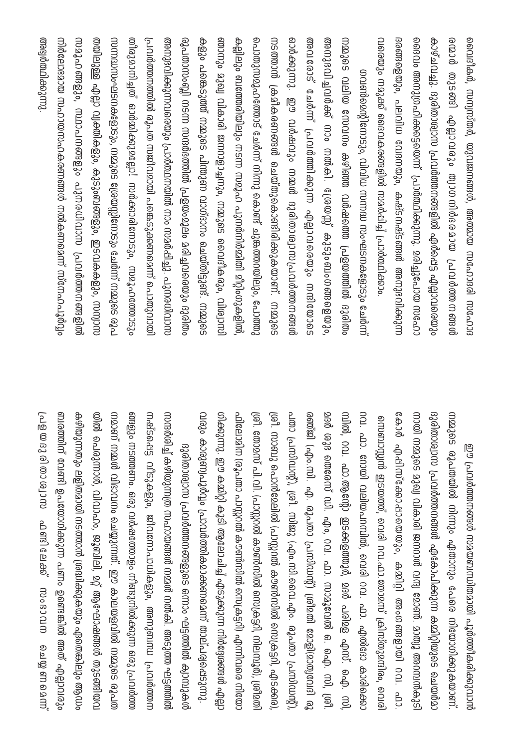വൈദികർ, സന്യസ്തർ, യുവജനങ്ങൾ, അത്മായ സഹോദരി സഹോദരൻ തുടങ്ങി എല്ലാവരും ത്യാഗനിർഭരമായ പ്രവർത്തനങ്ങൾ കാഴ്ചവച്ചു. ദുരിതാശ്വാസ പ്രവർത്തനങ്ങളിൽ ഏർപ്പെട്ട എല്ലാവരെയും ദൈവം അനുഗ്രഹിക്കട്ടെയെന്ന് പ്രാർത്ഥിക്കുന്നു. മരിച്ചുപോയ സഹോദരങ്ങളെയും, പ്രളയ ബാധിതരെയും, കഷ്ടനഷ്ടങ്ങൾ അനുഭവിക്കുന്നവരെയും നമുക്ക് ദൈവകരങ്ങളിൽ സമർപ്പിച്ച് പ്രാർത്ഥിക്കാം.

ഗവൺമെന്റിനോടും, വിവിധ സന്നദ്ധ സംഘടനകളോടും ചേർന്ന് നമ്മുടെ വലിയ സേവനം കഴിഞ്ഞ വർഷത്തെ പ്രളയത്തിൽ ദുരിതം അനുഭവിച്ചവർക്ക് നാം നൽകി. ശ്രേയസ്സ് കുടുംബംഗങ്ങളെയും, അവരോട് ചേർന്ന് പ്രവർത്തിക്കുന്ന എല്ലാവരെയും നന്ദിയോടെ ഓർക്കുന്നു. ഈ വർഷവും നമ്മൾ ദുരിതാശ്വാസപ്രവർത്തനങ്ങൾ നടത്താൻ ക്രമീകരണങ്ങൾ ചെയ്തുകൊണ്ടിരിക്കുകയാണ്. നമ്മുടെ പൊതുസമൂഹത്തോട് ചേർന്ന് നിന്നുകൊണ്ട് ക്യാമ്പുകളിലും, പൊതുകളിലും ഭവനങ്ങളിലും നടന്ന സമൂഹ പുനർനിർമ്മിതി ശ്രീഗ്രഹങ്ങളിൽ, അന്നും മുഖ്യ വികാരി ജനറാളന്മാരും, നമ്മുടെ വൈദികരും, വിവിധകളും പങ്കെടുത്ത് നമ്മുടെ പിന്തുണ വാഗ്ദാനം ചെയ്തിട്ടുണ്ട്. നമ്മുടെ രൂപതാസംഘം നടന്ന സന്ദർശനത്തിൽ പ്രളയബാധിത മരിച്ചവരെയും ദുരിതം അനുഭവിക്കുന്നവരെയും പ്രാർത്ഥനയിൽ നാം സമർപ്പിച്ചു. പുനരധിവാസ പ്രവർത്തനത്തിൽ രൂപത സജീവമായി പങ്കെടുക്കണമെന്ന് പൊതുവായി തീരുമാനിച്ചത് ഓർമ്മിക്കുമല്ലോ! സർക്കാരിനോടും, സമൂഹത്തോടും, സന്നദ്ധസംഘടനകളോടും, നമ്മുടെ ശ്രേയസ്സിനോടും ചേർന്ന് നമ്മുടെ രൂപതയിലുള്ള എല്ലാ വ്യക്തികളും, കുടുംബങ്ങളും, ഇടവകകളും, സന്യാസ സമൂഹങ്ങളും, സ്ഥാപനങ്ങളും പുനരധിവാസ പ്രവർത്തനങ്ങളിൽ നിർലോഭമായ സഹായസഹകരണങ്ങൾ നൽകണമെന്ന് സ്നേഹപൂർവ്വം അഭ്യർത്ഥിക്കുന്നു.

ഈ പ്രവർത്തനങ്ങൾ സമയബന്ധിതമായി പൂർത്തീകരിക്കുവാൻ നമ്മുടെ രൂപതയിൽ നിന്നും ഏതാനും പേരെ നിയോഗിക്കുകയാണ്. ദുരിതാശ്വാസ പ്രവർത്തനങ്ങൾ ഏകോപിപ്പിക്കുന്ന കമ്മിറ്റിയുടെ ചെയർമാനായി നമ്മുടെ മുഖ്യ വികാരി ജനറാൾ വന്ദ്യ മോൺ. മാത്യു അറമ്പൻകുടി കോർ എപ്പിസ്‌ക്കോപ്പായെയും, കമ്മിറ്റി അംഗങ്ങളായി റവ. ഫാ. സെബാസ്റ്റ്യൻ ഇടയത്ത്, റവ. റവ.ഫാ.തോമസ് ക്രിസ്തുമന്ദിരം, റവ. ഫാ. ഏബ്രഹാം കരിക്കോസിൽ, റവ. ഫാ. ജോയി വലിയപറമ്പിൽ, റവ. ഫാ. ഏണസ്റ്റോ ഇടക്കളത്തൂർ, മദർ പൽമിള എസ്. കെ. ഡി, ശ്രീ. മദർ ജൂലി തെരേസ് ഡി. എം, റവ. ഫാ. സന്തോഷ് ഒ. ഐ. ഡി, ശ്രീ. ജോസ് (എ.സി. എ. രൂപതാ പ്രസിഡന്റ്) ശ്രീമതി ഷേർളി മാത്യൂസ് (കെ.ഹോ പ്രസിഡന്റ്), ശ്രീ. ഷിജു (എം.സി.വൈ.എം. രൂപതാ പ്രസിഡന്റ്), ശ്രീ. ഡാബു പൊന്മേലിൽ (പാസ്റ്ററൽ കൗൺസിൽ സെക്രട്ടറി, എടക്കര), ശ്രീ. തോമസ് പി.വി. (പാസ്റ്ററൽ കൗൺസിൽ സെക്രട്ടറി, നിലമ്പൂർ) ശ്രീമതി പ്രീമോളി (രൂപതാ പാസ്റ്ററൽ കൗൺസിൽ സെക്രട്ടറി) എന്നിവരെ നിയോഗിക്കുന്നു. ഈ കമ്മിറ്റി കൂടി ആലോചിച്ച് എടുക്കുന്ന നിർദ്ദേശങ്ങൾ എല്ലാവരും കാര്യക്ഷമമായി പ്രാവർത്തികമാക്കണമെന്ന് താല്പര്യപ്പെടുന്നു.

ദുരിതാശ്വാസ പ്രവർത്തനങ്ങളുടെ ഒന്നാം ഘട്ടത്തിൽ ക്യാമ്പുകൾ സന്ദർശിച്ച് കഴിയുന്നത്ര സഹായങ്ങൾ നമ്മൾ നൽകി. അടുത്ത ഘട്ടത്തിൽ നഷ്ടപ്പെട്ട വീടുകളും, ജീവനോപാധികളും, അടിസ്ഥാന പ്രവർത്തനങ്ങളും നടത്തണം. ഒരു വർഷത്തോളം നീണ്ടുനിൽക്കുന്ന ഒരു പ്രവർത്തനമാണ് നമ്മൾ വിഭാവനം ചെയ്യുന്നത്. ഈ കാലയളവിൽ നമ്മുടെ രൂപതയിൽ പെരുന്നാൾ, വിവാഹം, ജൂബിലി, മറ്റ് ആഘോഷങ്ങൾ തുടങ്ങിയവ കഴിയുന്നതും ലളിതമായി നടത്താൻ ശ്രമിക്കുകയും ഏതെങ്കിലും ആഘോഷത്തിന് വേണ്ടി ഉപയോഗിക്കുന്ന പണം ഉണ്ടെങ്കിൽ അത് എല്ലാവരും പ്രളയദുരിതാശ്വാസ ഫണ്ടിലേക്ക് സംഭാവന ചെയ്യണമെന്ന്